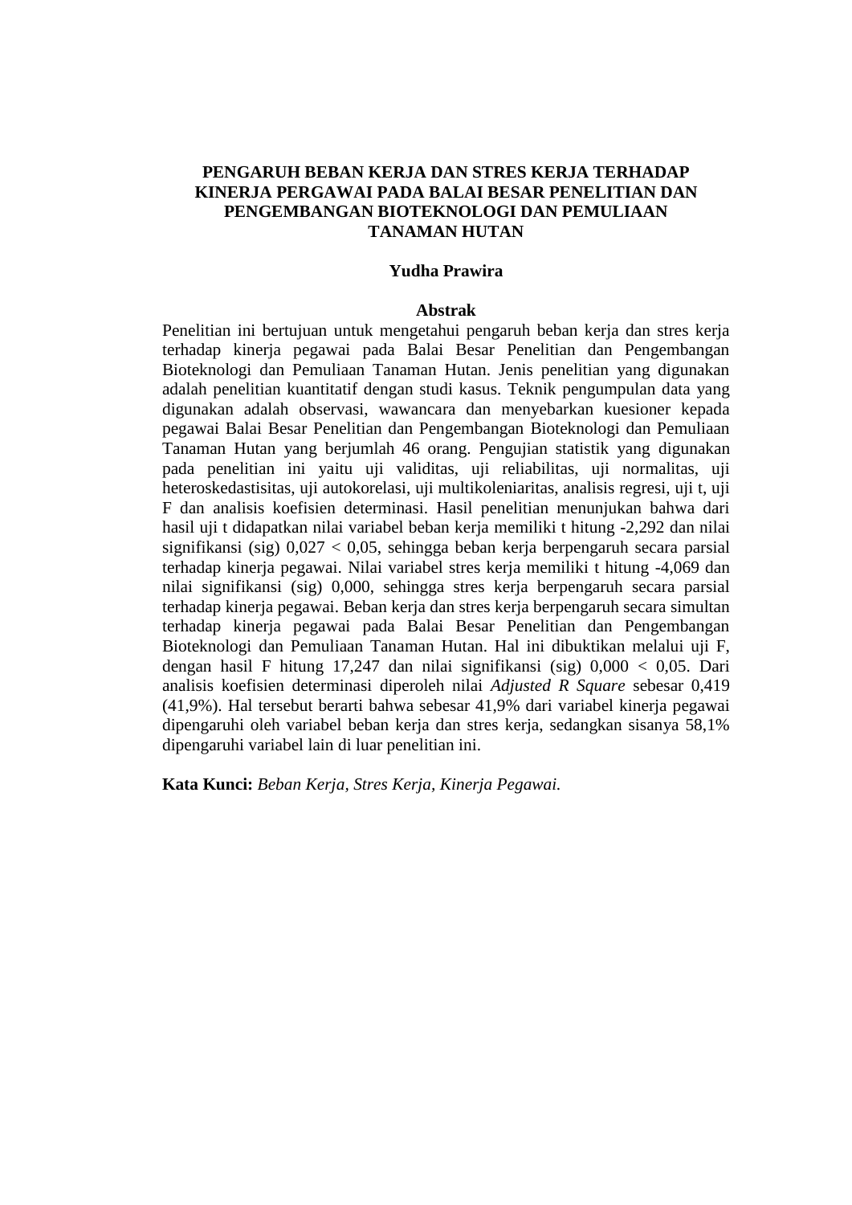# PENGARUH BEBAN KERJA DAN STRES KERJA TERHADAP KINERJA PERGAWAI PADA BALAI BESAR PENELITIAN DAN PENGEMBANGAN BIOTEKNOLOGI DAN PEMULIAAN TANAMAN HUTAN

**Yudha Prawira**

## Abstrak

Penelitian ini bertujuan untuk mengetahui pengaruh beban kerja dan stres kerja terhadap kinerja pegawai pada Balai Besar Penelitian dan Pengembangan Bioteknologi dan Pemuliaan Tanaman Hutan. Jenis penelitian yang digunakan adalah penelitian kuantitatif dengan studi kasus. Teknik pengumpulan data yang digunakan adalah observasi, wawancara dan menyebarkan kuesioner kepada pegawai Balai Besar Penelitian dan Pengembangan Bioteknologi dan Pemuliaan Tanaman Hutan yang berjumlah 46 orang. Pengujian statistik yang digunakan pada penelitian ini yaitu uji validitas, uji reliabilitas, uji normalitas, uji heteroskedastisitas, uji autokorelasi, uji multikoleniaritas, analisis regresi, uji t, uji F dan analisis koefisien determinasi. Hasil penelitian menunjukan bahwa dari hasil uji t didapatkan nilai variabel beban kerja memiliki t hitung -2,292 dan nilai signifikansi (sig) 0,027 < 0,05, sehingga beban kerja berpengaruh secara parsial terhadap kinerja pegawai. Nilai variabel stres kerja memiliki t hitung -4,069 dan nilai signifikansi (sig) 0,000, sehingga stres kerja berpengaruh secara parsial terhadap kinerja pegawai. Beban kerja dan stres kerja berpengaruh secara simultan terhadap kinerja pegawai pada Balai Besar Penelitian dan Pengembangan Bioteknologi dan Pemuliaan Tanaman Hutan. Hal ini dibuktikan melalui uji F, dengan hasil F hitung 17,247 dan nilai signifikansi (sig) 0,000 < 0,05. Dari analisis koefisien determinasi diperoleh nilai *Adjusted R Square* sebesar 0,419 (41,9%). Hal tersebut berarti bahwa sebesar 41,9% dari variabel kinerja pegawai dipengaruhi oleh variabel beban kerja dan stres kerja, sedangkan sisanya 58,1% dipengaruhi variabel lain di luar penelitian ini.

**Kata Kunci:** *Beban Kerja, Stres Kerja, Kinerja Pegawai.*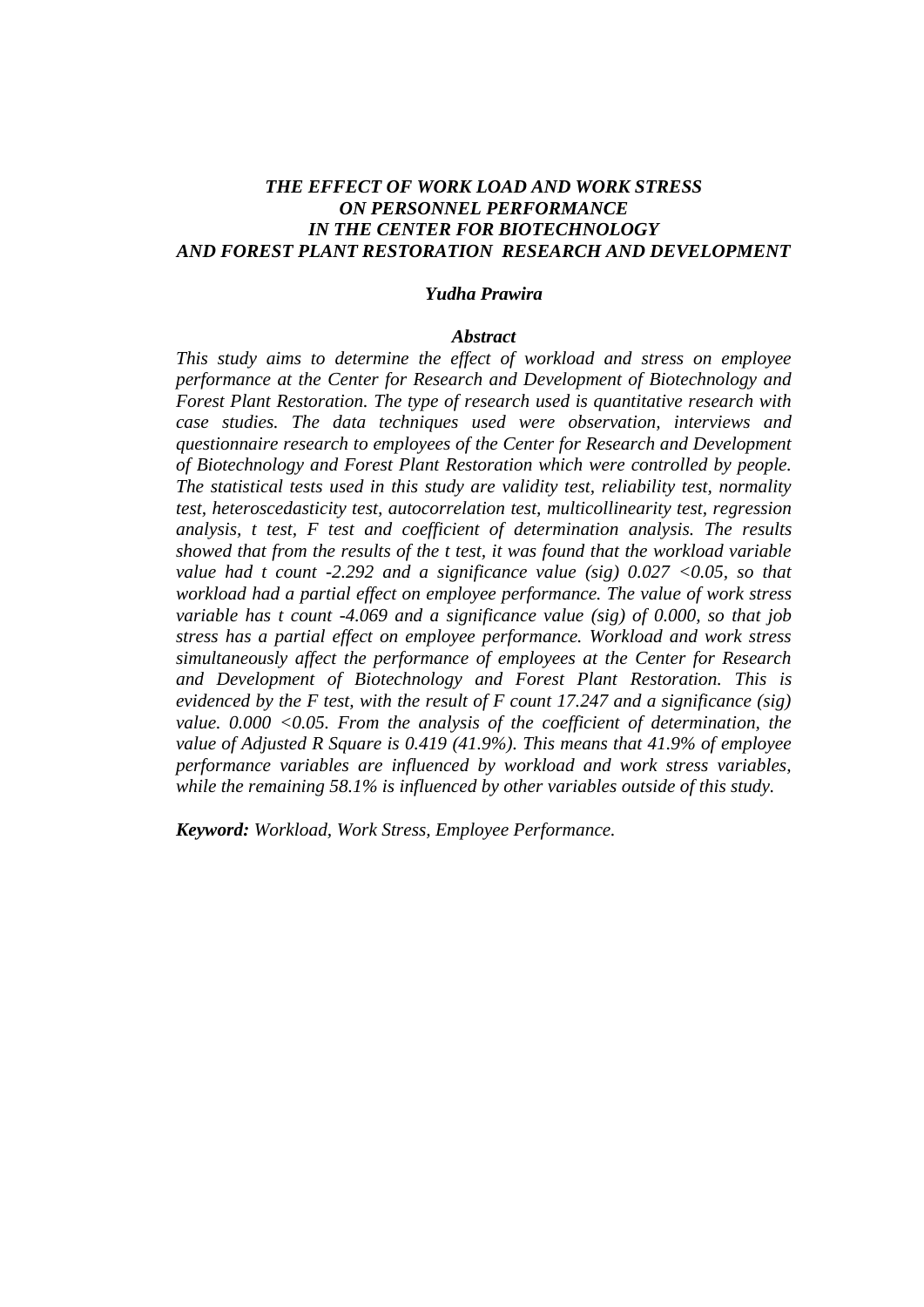# *THE EFFECT OF WORK LOAD AND WORK STRESS ON PERSONNEL PERFORMANCE IN THE CENTER FOR BIOTECHNOLOGY AND FOREST PLANT RESTORATION RESEARCH AND DEVELOPMENT*

***Yudha Prawira***

### *Abstract*

*This study aims to determine the effect of workload and stress on employee performance at the Center for Research and Development of Biotechnology and Forest Plant Restoration. The type of research used is quantitative research with case studies. The data techniques used were observation, interviews and questionnaire research to employees of the Center for Research and Development of Biotechnology and Forest Plant Restoration which were controlled by people. The statistical tests used in this study are validity test, reliability test, normality test, heteroscedasticity test, autocorrelation test, multicollinearity test, regression analysis, t test, F test and coefficient of determination analysis. The results showed that from the results of the t test, it was found that the workload variable value had t count -2.292 and a significance value (sig) 0.027 <0.05, so that workload had a partial effect on employee performance. The value of work stress variable has t count -4.069 and a significance value (sig) of 0.000, so that job stress has a partial effect on employee performance. Workload and work stress simultaneously affect the performance of employees at the Center for Research and Development of Biotechnology and Forest Plant Restoration. This is evidenced by the F test, with the result of F count 17.247 and a significance (sig) value. 0.000 <0.05. From the analysis of the coefficient of determination, the value of Adjusted R Square is 0.419 (41.9%). This means that 41.9% of employee performance variables are influenced by workload and work stress variables, while the remaining 58.1% is influenced by other variables outside of this study.*

***Keyword:*** *Workload, Work Stress, Employee Performance.*